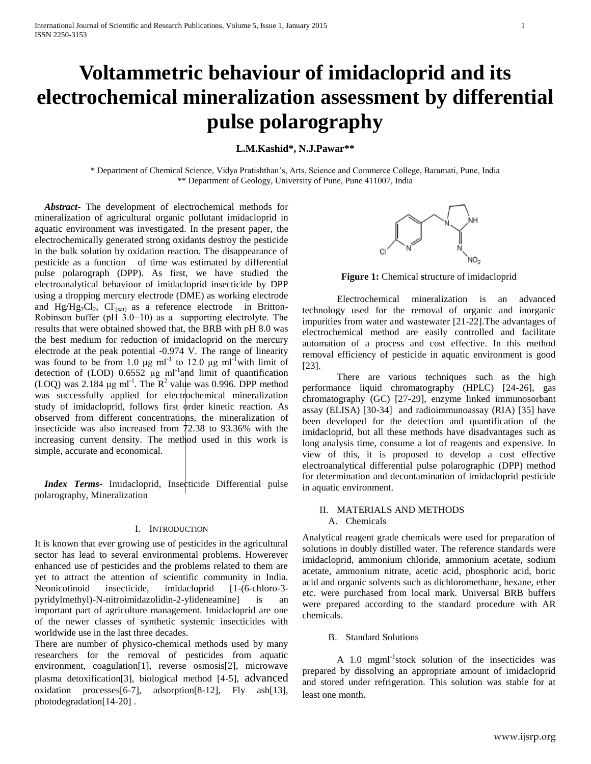# Voltammetric behaviour of imidacloprid and its electrochemical mineralization assessment by differential pulse polarography

**L.M.Kashid*, N.J.Pawar****

\* Department of Chemical Science, Vidya Pratishthan's, Arts, Science and Commerce College, Baramati, Pune, India
\*\* Department of Geology, University of Pune, Pune 411007, India

***Abstract-*** The development of electrochemical methods for mineralization of agricultural organic pollutant imidacloprid in aquatic environment was investigated. In the present paper, the electrochemically generated strong oxidants destroy the pesticide in the bulk solution by oxidation reaction. The disappearance of pesticide as a function of time was estimated by differential pulse polarograph (DPP). As first, we have studied the electroanalytical behaviour of imidacloprid insecticide by DPP using a dropping mercury electrode (DME) as working electrode and $Hg/Hg_2Cl_2$, $Cl^-_{(sat)}$ as a reference electrode in Britton-Robinson buffer (pH 3.0−10) as a supporting electrolyte. The results that were obtained showed that, the BRB with pH 8.0 was the best medium for reduction of imidacloprid on the mercury electrode at the peak potential -0.974 V. The range of linearity was found to be from 1.0 μg $ml^{-1}$ to 12.0 μg $ml^{-1}$ with limit of detection of (LOD) 0.6552 μg $ml^{-1}$ and limit of quantification (LOQ) was 2.184 μg $ml^{-1}$. The $R^2$ value was 0.996. DPP method was successfully applied for electrochemical mineralization study of imidacloprid, follows first order kinetic reaction. As observed from different concentrations, the mineralization of insecticide was also increased from 72.38 to 93.36% with the increasing current density. The method used in this work is simple, accurate and economical.

***Index Terms*-** Imidacloprid, Insecticide Differential pulse polarography, Mineralization

## I. Introduction

It is known that ever growing use of pesticides in the agricultural sector has lead to several environmental problems. Howerever enhanced use of pesticides and the problems related to them are yet to attract the attention of scientific community in India. Neonicotinoid insecticide, imidacloprid [1-(6-chloro-3-pyridylmethyl)-N-nitroimidazolidin-2-ylideneamine] is an important part of agriculture management. Imidacloprid are one of the newer classes of synthetic systemic insecticides with worldwide use in the last three decades.

There are number of physico-chemical methods used by many researchers for the removal of pesticides from aquatic environment, coagulation[1], reverse osmosis[2], microwave plasma detoxification[3], biological method [4-5], advanced oxidation processes[6-7], adsorption[8-12], Fly ash[13], photodegradation[14-20] .

**Figure 1:** Chemical **s**tructure of imidacloprid

Electrochemical mineralization is an advanced technology used for the removal of organic and inorganic impurities from water and wastewater [21-22].The advantages of electrochemical method are easily controlled and facilitate automation of a process and cost effective. In this method removal efficiency of pesticide in aquatic environment is good [23].

There are various techniques such as the high performance liquid chromatography (HPLC) [24-26], gas chromatography (GC) [27-29], enzyme linked immunosorbant assay (ELISA) [30-34] and radioimmunoassay (RIA) [35] have been developed for the detection and quantification of the imidacloprid, but all these methods have disadvantages such as long analysis time, consume a lot of reagents and expensive. In view of this, it is proposed to develop a cost effective electroanalytical differential pulse polarographic (DPP) method for determination and decontamination of imidacloprid pesticide in aquatic environment.

## II. Materials and Methods

### A. Chemicals

Analytical reagent grade chemicals were used for preparation of solutions in doubly distilled water. The reference standards were imidacloprid, ammonium chloride, ammonium acetate, sodium acetate, ammonium nitrate, acetic acid, phosphoric acid, boric acid and organic solvents such as dichloromethane, hexane, ether etc. were purchased from local mark. Universal BRB buffers were prepared according to the standard procedure with AR chemicals.

### B. Standard Solutions

A 1.0 $mgml^{-1}$ stock solution of the insecticides was prepared by dissolving an appropriate amount of imidacloprid and stored under refrigeration. This solution was stable for at least one month.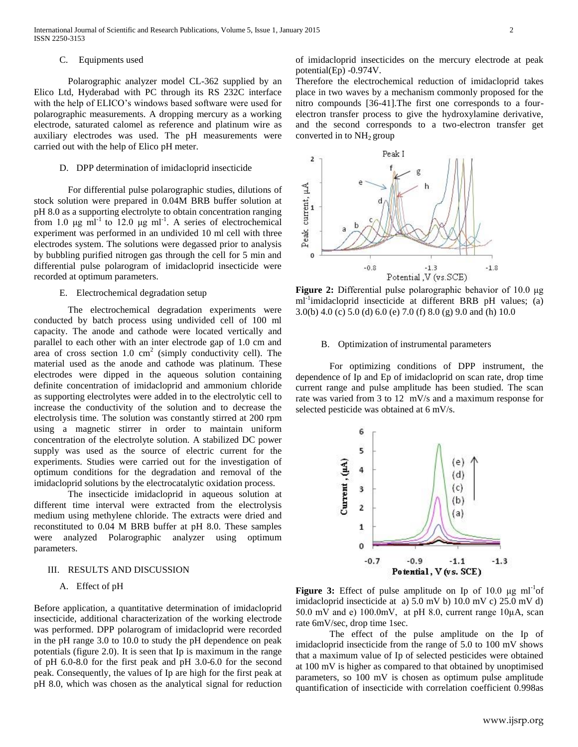### C. Equipments used

Polarographic analyzer model CL-362 supplied by an Elico Ltd, Hyderabad with PC through its RS 232C interface with the help of ELICO's windows based software were used for polarographic measurements. A dropping mercury as a working electrode, saturated calomel as reference and platinum wire as auxiliary electrodes was used. The pH measurements were carried out with the help of Elico pH meter.

### D. DPP determination of imidacloprid insecticide

For differential pulse polarographic studies, dilutions of stock solution were prepared in 0.04M BRB buffer solution at pH 8.0 as a supporting electrolyte to obtain concentration ranging from 1.0 μg $ml^{-1}$ to 12.0 μg $ml^{-1}$. A series of electrochemical experiment was performed in an undivided 10 ml cell with three electrodes system. The solutions were degassed prior to analysis by bubbling purified nitrogen gas through the cell for 5 min and differential pulse polarogram of imidacloprid insecticide were recorded at optimum parameters.

### E. Electrochemical degradation setup

The electrochemical degradation experiments were conducted by batch process using undivided cell of 100 ml capacity. The anode and cathode were located vertically and parallel to each other with an inter electrode gap of 1.0 cm and area of cross section 1.0 $cm^2$ (simply conductivity cell). The material used as the anode and cathode was platinum. These electrodes were dipped in the aqueous solution containing definite concentration of imidacloprid and ammonium chloride as supporting electrolytes were added in to the electrolytic cell to increase the conductivity of the solution and to decrease the electrolysis time. The solution was constantly stirred at 200 rpm using a magnetic stirrer in order to maintain uniform concentration of the electrolyte solution. A stabilized DC power supply was used as the source of electric current for the experiments. Studies were carried out for the investigation of optimum conditions for the degradation and removal of the imidacloprid solutions by the electrocatalytic oxidation process.

The insecticide imidacloprid in aqueous solution at different time interval were extracted from the electrolysis medium using methylene chloride. The extracts were dried and reconstituted to 0.04 M BRB buffer at pH 8.0. These samples were analyzed Polarographic analyzer using optimum parameters.

## III. RESULTS AND DISCUSSION

### A. Effect of pH

Before application, a quantitative determination of imidacloprid insecticide, additional characterization of the working electrode was performed. DPP polarogram of imidacloprid were recorded in the pH range 3.0 to 10.0 to study the pH dependence on peak potentials (figure 2.0). It is seen that Ip is maximum in the range of pH 6.0-8.0 for the first peak and pH 3.0-6.0 for the second peak. Consequently, the values of Ip are high for the first peak at pH 8.0, which was chosen as the analytical signal for reduction of imidacloprid insecticides on the mercury electrode at peak potential(Ep) -0.974V.

Therefore the electrochemical reduction of imidacloprid takes place in two waves by a mechanism commonly proposed for the nitro compounds [36-41].The first one corresponds to a four-electron transfer process to give the hydroxylamine derivative, and the second corresponds to a two-electron transfer get converted in to $NH_2$ group

**Figure 2:** Differential pulse polarographic behavior of 10.0 μg $ml^{-1}$imidacloprid insecticide at different BRB pH values; (a) 3.0(b) 4.0 (c) 5.0 (d) 6.0 (e) 7.0 (f) 8.0 (g) 9.0 and (h) 10.0

### B. Optimization of instrumental parameters

For optimizing conditions of DPP instrument, the dependence of Ip and Ep of imidacloprid on scan rate, drop time current range and pulse amplitude has been studied. The scan rate was varied from 3 to 12 mV/s and a maximum response for selected pesticide was obtained at 6 mV/s.

**Figure 3:** Effect of pulse amplitude on Ip of 10.0 μg $ml^{-1}$of imidacloprid insecticide at a) 5.0 mV b) 10.0 mV c) 25.0 mV d) 50.0 mV and e) 100.0mV, at pH 8.0, current range 10μA, scan rate 6mV/sec, drop time 1sec.

The effect of the pulse amplitude on the Ip of imidacloprid insecticide from the range of 5.0 to 100 mV shows that a maximum value of Ip of selected pesticides were obtained at 100 mV is higher as compared to that obtained by unoptimised parameters, so 100 mV is chosen as optimum pulse amplitude quantification of insecticide with correlation coefficient 0.998as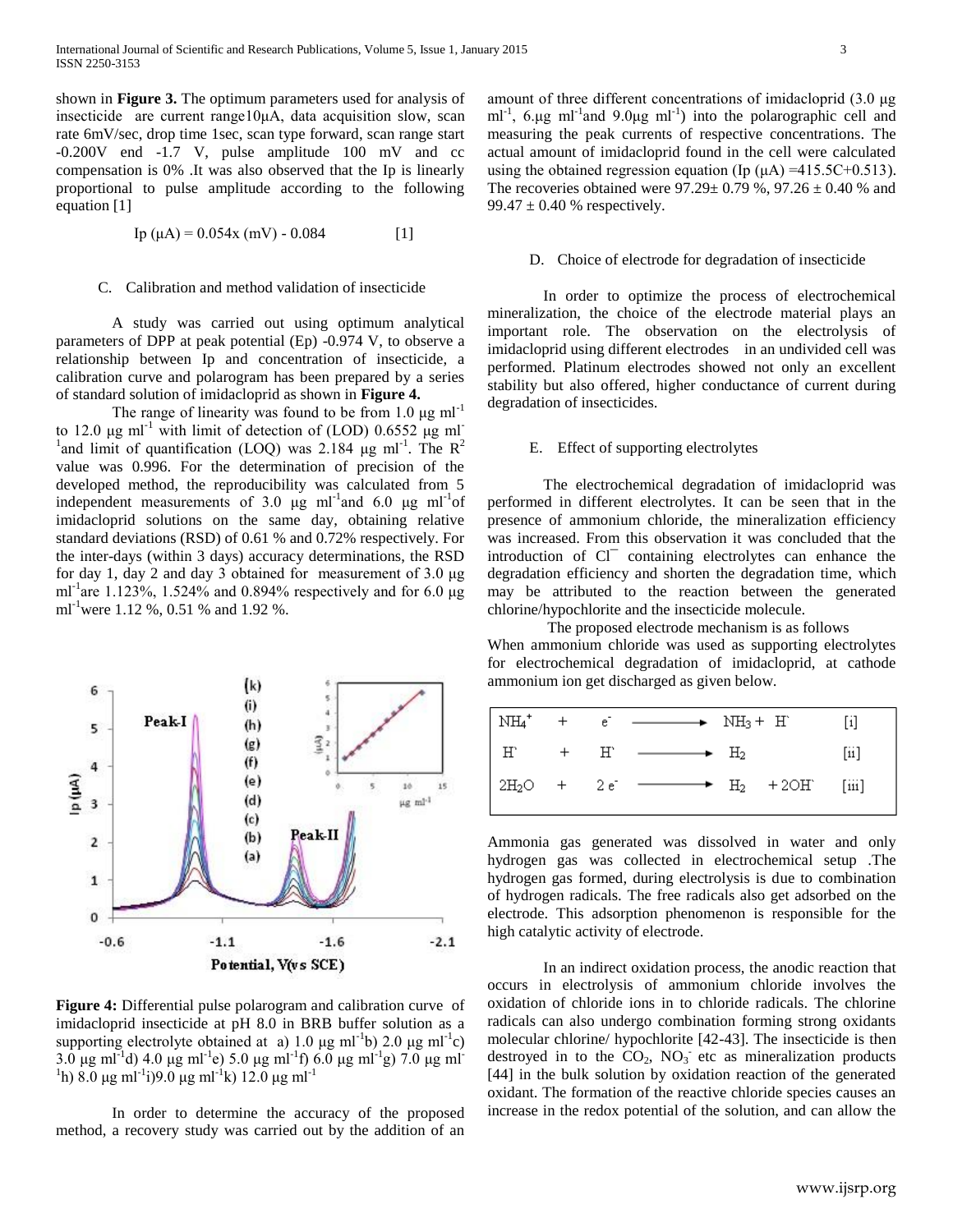shown in **Figure 3.** The optimum parameters used for analysis of insecticide are current range10μA, data acquisition slow, scan rate 6mV/sec, drop time 1sec, scan type forward, scan range start -0.200V end -1.7 V, pulse amplitude 100 mV and cc compensation is 0% .It was also observed that the Ip is linearly proportional to pulse amplitude according to the following equation [1]

$$Ip\ (\mu A) = 0.054x\ (mV) - 0.084 \qquad [1]$$

### C. Calibration and method validation of insecticide

A study was carried out using optimum analytical parameters of DPP at peak potential (Ep) -0.974 V, to observe a relationship between Ip and concentration of insecticide, a calibration curve and polarogram has been prepared by a series of standard solution of imidacloprid as shown in **Figure 4.**

The range of linearity was found to be from 1.0 μg $ml^{-1}$ to 12.0 μg $ml^{-1}$ with limit of detection of (LOD) 0.6552 μg $ml^{-1}$and limit of quantification (LOQ) was 2.184 μg $ml^{-1}$. The $R^2$ value was 0.996. For the determination of precision of the developed method, the reproducibility was calculated from 5 independent measurements of 3.0 μg $ml^{-1}$and 6.0 μg $ml^{-1}$of imidacloprid solutions on the same day, obtaining relative standard deviations (RSD) of 0.61 % and 0.72% respectively. For the inter-days (within 3 days) accuracy determinations, the RSD for day 1, day 2 and day 3 obtained for measurement of 3.0 μg $ml^{-1}$are 1.123%, 1.524% and 0.894% respectively and for 6.0 μg $ml^{-1}$were 1.12 %, 0.51 % and 1.92 %.

**Figure 4:** Differential pulse polarogram and calibration curve of imidacloprid insecticide at pH 8.0 in BRB buffer solution as a supporting electrolyte obtained at a) 1.0 μg $ml^{-1}$b) 2.0 μg $ml^{-1}$c) 3.0 μg $ml^{-1}$d) 4.0 μg $ml^{-1}$e) 5.0 μg $ml^{-1}$f) 6.0 μg $ml^{-1}$g) 7.0 μg $ml^{-1}$h) 8.0 μg $ml^{-1}$i)9.0 μg $ml^{-1}$k) 12.0 μg $ml^{-1}$

In order to determine the accuracy of the proposed method, a recovery study was carried out by the addition of an amount of three different concentrations of imidacloprid (3.0 μg $ml^{-1}$, 6.μg $ml^{-1}$and 9.0μg $ml^{-1}$) into the polarographic cell and measuring the peak currents of respective concentrations. The actual amount of imidacloprid found in the cell were calculated using the obtained regression equation (Ip (μA) =415.5C+0.513). The recoveries obtained were 97.29± 0.79 %, 97.26 ± 0.40 % and 99.47 ± 0.40 % respectively.

### D. Choice of electrode for degradation of insecticide

In order to optimize the process of electrochemical mineralization, the choice of the electrode material plays an important role. The observation on the electrolysis of imidacloprid using different electrodes in an undivided cell was performed. Platinum electrodes showed not only an excellent stability but also offered, higher conductance of current during degradation of insecticides.

### E. Effect of supporting electrolytes

The electrochemical degradation of imidacloprid was performed in different electrolytes. It can be seen that in the presence of ammonium chloride, the mineralization efficiency was increased. From this observation it was concluded that the introduction of $Cl^-$ containing electrolytes can enhance the degradation efficiency and shorten the degradation time, which may be attributed to the reaction between the generated chlorine/hypochlorite and the insecticide molecule.

The proposed electrode mechanism is as follows
When ammonium chloride was used as supporting electrolytes for electrochemical degradation of imidacloprid, at cathode ammonium ion get discharged as given below.

$$NH_4^+ + e^- \longrightarrow NH_3 + H^{\cdot} \qquad [i]$$

$$H^{\cdot} + H^{\cdot} \longrightarrow H_2 \qquad [ii]$$

$$2H_2O + 2e^- \longrightarrow H_2 + 2OH^- \qquad [iii]$$

Ammonia gas generated was dissolved in water and only hydrogen gas was collected in electrochemical setup .The hydrogen gas formed, during electrolysis is due to combination of hydrogen radicals. The free radicals also get adsorbed on the electrode. This adsorption phenomenon is responsible for the high catalytic activity of electrode.

In an indirect oxidation process, the anodic reaction that occurs in electrolysis of ammonium chloride involves the oxidation of chloride ions in to chloride radicals. The chlorine radicals can also undergo combination forming strong oxidants molecular chlorine/ hypochlorite [42-43]. The insecticide is then destroyed in to the $CO_2$, $NO_3^-$ etc as mineralization products [44] in the bulk solution by oxidation reaction of the generated oxidant. The formation of the reactive chloride species causes an increase in the redox potential of the solution, and can allow the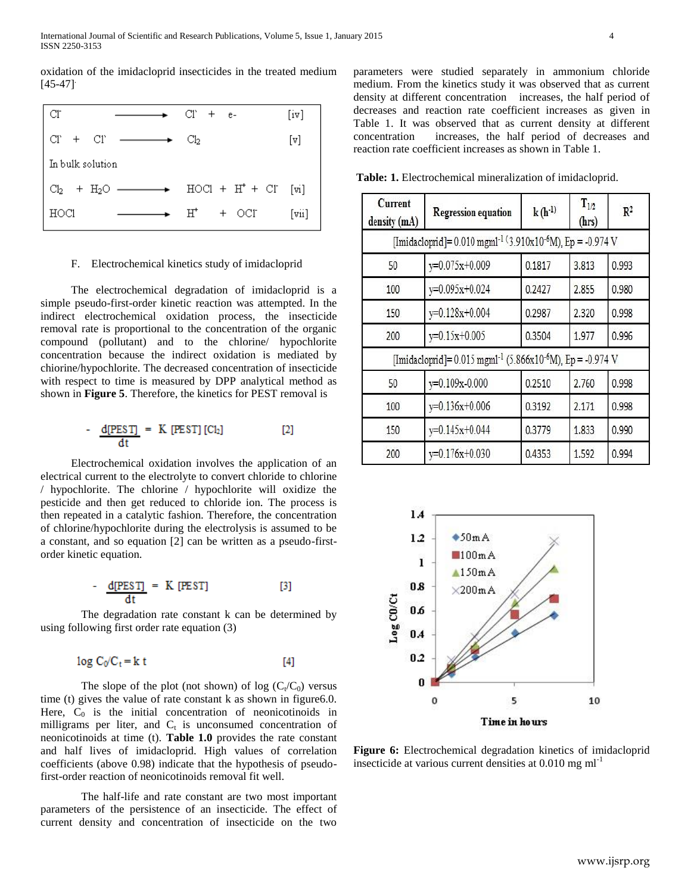oxidation of the imidacloprid insecticides in the treated medium [45-47].

| | | |
|---|---|---|
| $Cl^- \longrightarrow Cl^{\cdot} + e^-$ | | [iv] |
| $Cl^{\cdot} + Cl^{\cdot} \longrightarrow Cl_2$ | | [v] |
| In bulk solution | | |
| $Cl_2 + H_2O \longrightarrow HOCl + H^+ + Cl^-$ | | [vi] |
| $HOCl \longrightarrow H^+ + OCl^-$ | | [vii] |

F. Electrochemical kinetics study of imidacloprid

The electrochemical degradation of imidacloprid is a simple pseudo-first-order kinetic reaction was attempted. In the indirect electrochemical oxidation process, the insecticide removal rate is proportional to the concentration of the organic compound (pollutant) and to the chlorine/ hypochlorite concentration because the indirect oxidation is mediated by chiorine/hypochlorite. The decreased concentration of insecticide with respect to time is measured by DPP analytical method as shown in **Figure 5**. Therefore, the kinetics for PEST removal is

$$-\frac{d[PEST]}{dt} = K\,[PEST]\,[Cl_2] \qquad [2]$$

Electrochemical oxidation involves the application of an electrical current to the electrolyte to convert chloride to chlorine / hypochlorite. The chlorine / hypochlorite will oxidize the pesticide and then get reduced to chloride ion. The process is then repeated in a catalytic fashion. Therefore, the concentration of chlorine/hypochlorite during the electrolysis is assumed to be a constant, and so equation [2] can be written as a pseudo-first-order kinetic equation.

$$-\frac{d[PEST]}{dt} = K\,[PEST] \qquad [3]$$

The degradation rate constant k can be determined by using following first order rate equation (3)

$$\log C_0/C_t = k\,t \qquad [4]$$

The slope of the plot (not shown) of log ($C_t/C_0$) versus time (t) gives the value of rate constant k as shown in figure6.0. Here, $C_0$ is the initial concentration of neonicotinoids in milligrams per liter, and $C_t$ is unconsumed concentration of neonicotinoids at time (t). **Table 1.0** provides the rate constant and half lives of imidacloprid. High values of correlation coefficients (above 0.98) indicate that the hypothesis of pseudo-first-order reaction of neonicotinoids removal fit well.

The half-life and rate constant are two most important parameters of the persistence of an insecticide. The effect of current density and concentration of insecticide on the two parameters were studied separately in ammonium chloride medium. From the kinetics study it was observed that as current density at different concentration increases, the half period of decreases and reaction rate coefficient increases as given in Table 1. It was observed that as current density at different concentration increases, the half period of decreases and reaction rate coefficient increases as shown in Table 1.

**Table: 1.** Electrochemical mineralization of imidacloprid.

| Current density (mA) | Regression equation | k ($h^{-1}$) | $T_{1/2}$ (hrs) | $R^2$ |
|---|---|---|---|---|
| [Imidacloprid]= 0.010 $mgml^{-1}$ ($3.910\times10^{-6}$M), Ep = -0.974 V | | | | |
| 50 | y=0.075x+0.009 | 0.1817 | 3.813 | 0.993 |
| 100 | y=0.095x+0.024 | 0.2427 | 2.855 | 0.980 |
| 150 | y=0.128x+0.004 | 0.2987 | 2.320 | 0.998 |
| 200 | y=0.15x+0.005 | 0.3504 | 1.977 | 0.996 |
| [Imidacloprid]= 0.015 $mgml^{-1}$ ($5.866\times10^{-6}$M), Ep = -0.974 V | | | | |
| 50 | y=0.109x-0.000 | 0.2510 | 2.760 | 0.998 |
| 100 | y=0.136x+0.006 | 0.3192 | 2.171 | 0.998 |
| 150 | y=0.145x+0.044 | 0.3779 | 1.833 | 0.990 |
| 200 | y=0.176x+0.030 | 0.4353 | 1.592 | 0.994 |

**Figure 6:** Electrochemical degradation kinetics of imidacloprid insecticide at various current densities at 0.010 mg $ml^{-1}$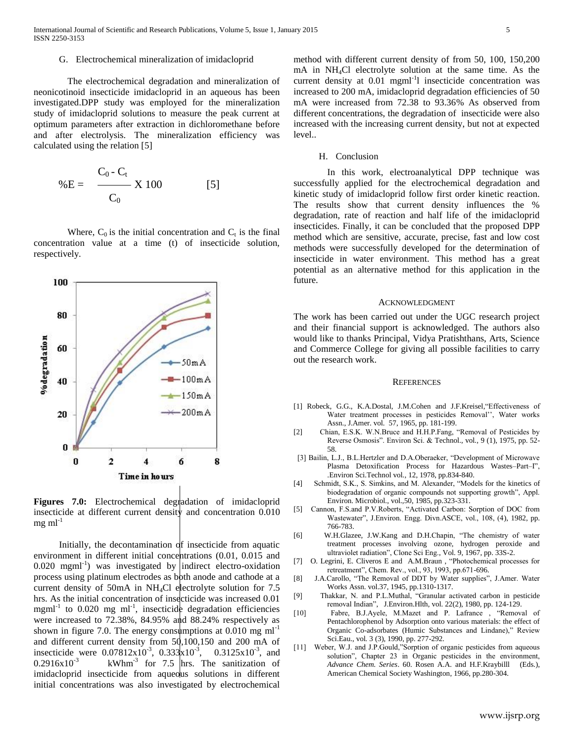### G. Electrochemical mineralization of imidacloprid

The electrochemical degradation and mineralization of neonicotinoid insecticide imidacloprid in an aqueous has been investigated.DPP study was employed for the mineralization study of imidacloprid solutions to measure the peak current at optimum parameters after extraction in dichloromethane before and after electrolysis. The mineralization efficiency was calculated using the relation [5]

$$\%E = \frac{C_0 - C_t}{C_0} \times 100 \qquad [5]$$

Where, $C_0$ is the initial concentration and $C_t$ is the final concentration value at a time (t) of insecticide solution, respectively.

**Figures 7.0:** Electrochemical degradation of imidacloprid insecticide at different current density and concentration 0.010 mg $ml^{-1}$

Initially, the decontamination of insecticide from aquatic environment in different initial concentrations (0.01, 0.015 and 0.020 $mgml^{-1}$) was investigated by indirect electro-oxidation process using platinum electrodes as both anode and cathode at a current density of 50mA in $NH_4Cl$ electrolyte solution for 7.5 hrs. As the initial concentration of insecticide was increased 0.01 $mgml^{-1}$ to 0.020 mg $ml^{-1}$, insecticide degradation efficiencies were increased to 72.38%, 84.95% and 88.24% respectively as shown in figure 7.0. The energy consumptions at 0.010 mg $ml^{-1}$ and different current density from 50,100,150 and 200 mA of insecticide were $0.07812x10^{-3}$, $0.333x10^{-3}$, $0.3125x10^{-3}$, and $0.2916x10^{-3}$ $kWhm^{-3}$ for 7.5 hrs. The sanitization of imidacloprid insecticide from aqueous solutions in different initial concentrations was also investigated by electrochemical method with different current density of from 50, 100, 150,200 mA in $NH_4Cl$ electrolyte solution at the same time. As the current density at 0.01 $mgml^{-1}l$ insecticide concentration was increased to 200 mA, imidacloprid degradation efficiencies of 50 mA were increased from 72.38 to 93.36% As observed from different concentrations, the degradation of insecticide were also increased with the increasing current density, but not at expected level..

### H. Conclusion

In this work, electroanalytical DPP technique was successfully applied for the electrochemical degradation and kinetic study of imidacloprid follow first order kinetic reaction. The results show that current density influences the % degradation, rate of reaction and half life of the imidacloprid insecticides. Finally, it can be concluded that the proposed DPP method which are sensitive, accurate, precise, fast and low cost methods were successfully developed for the determination of insecticide in water environment. This method has a great potential as an alternative method for this application in the future.

## Acknowledgment

The work has been carried out under the UGC research project and their financial support is acknowledged. The authors also would like to thanks Principal, Vidya Pratishthans, Arts, Science and Commerce College for giving all possible facilities to carry out the research work.

## References

[1] Robeck, G.G., K.A.Dostal, J.M.Cohen and J.F.Kreisel,"Effectiveness of Water treatment processes in pesticides Removal'', Water works Assn., J.Amer. vol. 57, 1965, pp. 181-199.

[2] Chian, E.S.K. W.N.Bruce and H.H.P.Fang, "Removal of Pesticides by Reverse Osmosis". Environ Sci. & Technol., vol., 9 (1), 1975, pp. 52-58.

[3] Bailin, L.J., B.L.Hertzler and D.A.Oberaeker, "Development of Microwave Plasma Detoxification Process for Hazardous Wastes–Part–I", .Environ Sci.Technol vol., 12, 1978, pp.834-840.

[4] Schmidt, S.K., S. Simkins, and M. Alexander, "Models for the kinetics of biodegradation of organic compounds not supporting growth", Appl. Environ. Microbiol., vol.,50, 1985, pp.323-331.

[5] Cannon, F.S.and P.V.Roberts, "Activated Carbon: Sorption of DOC from Wastewater", J.Environ. Engg. Divn.ASCE, vol., 108, (4), 1982, pp. 766-783.

[6] W.H.Glazee, J.W.Kang and D.H.Chapin, "The chemistry of water treatment processes involving ozone, hydrogen peroxide and ultraviolet radiation", Clone Sci Eng., Vol. 9, 1967, pp. 33S-2.

[7] O. Legrini, E. Cliveros E and A.M.Braun , "Photochemical processes for retreatment", Chem. Rev., vol., 93, 1993, pp.671-696.

[8] J.A.Carollo, "The Removal of DDT by Water supplies", J.Amer. Water Works Assn. vol.37, 1945, pp.1310-1317.

[9] Thakkar, N. and P.L.Muthal, "Granular activated carbon in pesticide removal Indian", J.Environ.Hlth, vol. 22(2), 1980, pp. 124-129.

[10] Fabre, B.J.Ayele, M.Mazet and P. Lafrance , "Removal of Pentachlorophenol by Adsorption onto various materials: the effect of Organic Co-adsorbates (Humic Substances and Lindane)," Review Sci.Eau., vol. 3 (3), 1990, pp. 277-292.

[11] Weber, W.J. and J.P.Gould,"Sorption of organic pesticides from aqueous solution", Chapter 23 in Organic pesticides in the environment, *Advance Chem. Series*. 60. Rosen A.A. and H.F.Kraybilll (Eds.), American Chemical Society Washington, 1966, pp.280-304.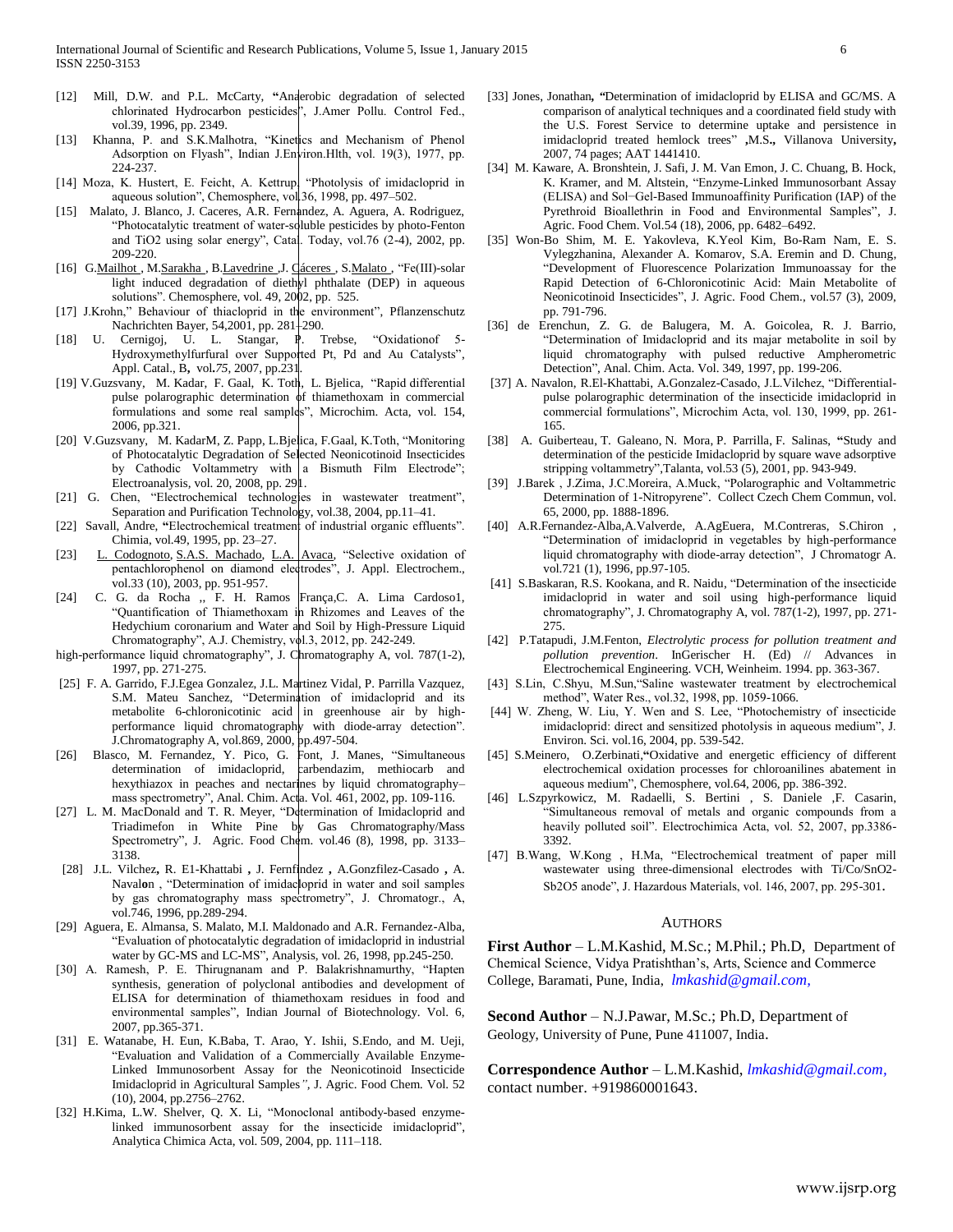[12] Mill, D.W. and P.L. McCarty, "Anaerobic degradation of selected chlorinated Hydrocarbon pesticides", J.Amer Pollu. Control Fed., vol.39, 1996, pp. 2349.

[13] Khanna, P. and S.K.Malhotra, "Kinetics and Mechanism of Phenol Adsorption on Flyash", Indian J.Environ.Hlth, vol. 19(3), 1977, pp. 224-237.

[14] Moza, K. Hustert, E. Feicht, A. Kettrup, "Photolysis of imidacloprid in aqueous solution", Chemosphere, vol.36, 1998, pp. 497–502.

[15] Malato, J. Blanco, J. Caceres, A.R. Fernandez, A. Aguera, A. Rodriguez, "Photocatalytic treatment of water-soluble pesticides by photo-Fenton and TiO2 using solar energy", Catal. Today, vol.76 (2-4), 2002, pp. 209-220.

[16] G.Mailhot , M.Sarakha , B.Lavedrine ,J. Cáceres , S.Malato , "Fe(III)-solar light induced degradation of diethyl phthalate (DEP) in aqueous solutions". Chemosphere, vol. 49, 2002, pp. 525.

[17] J.Krohn," Behaviour of thiacloprid in the environment", Pflanzenschutz Nachrichten Bayer, 54,2001, pp. 281-290.

[18] U. Cernigoj, U. L. Stangar, P. Trebse, "Oxidationof 5-Hydroxymethylfurfural over Supported Pt, Pd and Au Catalysts", Appl. Catal., B**,** vol*.75*, 2007, pp.231.

[19] V.Guzsvany, M. Kadar, F. Gaal, K. Toth, L. Bjelica, "Rapid differential pulse polarographic determination of thiamethoxam in commercial formulations and some real samples", Microchim. Acta, vol. 154, 2006, pp.321.

[20] V.Guzsvany, M. KadarM, Z. Papp, L.Bjelica, F.Gaal, K.Toth, "Monitoring of Photocatalytic Degradation of Selected Neonicotinoid Insecticides by Cathodic Voltammetry with a Bismuth Film Electrode"; Electroanalysis, vol. 20, 2008, pp. 291.

[21] G. Chen, "Electrochemical technologies in wastewater treatment", Separation and Purification Technology, vol.38, 2004, pp.11–41.

[22] Savall, Andre, "Electrochemical treatment of industrial organic effluents". Chimia, vol.49, 1995, pp. 23–27.

[23] L. Codognoto, S.A.S. Machado, L.A. Avaca, "Selective oxidation of pentachlorophenol on diamond electrodes", J. Appl. Electrochem., vol.33 (10), 2003, pp. 951-957.

[24] C. G. da Rocha ,, F. H. Ramos França,C. A. Lima Cardoso1, "Quantification of Thiamethoxam in Rhizomes and Leaves of the Hedychium coronarium and Water and Soil by High-Pressure Liquid Chromatography", A.J. Chemistry, vol.3, 2012, pp. 242-249.

high-performance liquid chromatography", J. Chromatography A, vol. 787(1-2), 1997, pp. 271-275.

[25] F. A. Garrido, F.J.Egea Gonzalez, J.L. Martinez Vidal, P. Parrilla Vazquez, S.M. Mateu Sanchez, "Determination of imidacloprid and its metabolite 6-chloronicotinic acid in greenhouse air by high-performance liquid chromatography with diode-array detection". J.Chromatography A, vol.869, 2000, pp.497-504.

[26] Blasco, M. Fernandez, Y. Pico, G. Font, J. Manes, "Simultaneous determination of imidacloprid, carbendazim, methiocarb and hexythiazox in peaches and nectarines by liquid chromatography–mass spectrometry", Anal. Chim. Acta. Vol. 461, 2002, pp. 109-116.

[27] L. M. MacDonald and T. R. Meyer, "Determination of Imidacloprid and Triadimefon in White Pine by Gas Chromatography/Mass Spectrometry", J. Agric. Food Chem. vol.46 (8), 1998, pp. 3133–3138.

[28] J.L. Vilchez**,** R. E1-Khattabi **,** J. Fernfindez **,** A.Gonzfilez-Casado **,** A. Navalon , "Determination of imidacloprid in water and soil samples by gas chromatography mass spectrometry", J. Chromatogr., A, vol.746, 1996, pp.289-294.

[29] Aguera, E. Almansa, S. Malato, M.I. Maldonado and A.R. Fernandez-Alba, "Evaluation of photocatalytic degradation of imidacloprid in industrial water by GC-MS and LC-MS", Analysis, vol. 26, 1998, pp.245-250.

[30] A. Ramesh, P. E. Thirugnanam and P. Balakrishnamurthy, "Hapten synthesis, generation of polyclonal antibodies and development of ELISA for determination of thiamethoxam residues in food and environmental samples", Indian Journal of Biotechnology. Vol. 6, 2007, pp.365-371.

[31] E. Watanabe, H. Eun, K.Baba, T. Arao, Y. Ishii, S.Endo, and M. Ueji, "Evaluation and Validation of a Commercially Available Enzyme-Linked Immunosorbent Assay for the Neonicotinoid Insecticide Imidacloprid in Agricultural Samples*"*, J. Agric. Food Chem. Vol. 52 (10), 2004, pp.2756–2762.

[32] H.Kima, L.W. Shelver, Q. X. Li, "Monoclonal antibody-based enzyme-linked immunosorbent assay for the insecticide imidacloprid", Analytica Chimica Acta, vol. 509, 2004, pp. 111–118.

[33] Jones, Jonathan**,** "Determination of imidacloprid by ELISA and GC/MS. A comparison of analytical techniques and a coordinated field study with the U.S. Forest Service to determine uptake and persistence in imidacloprid treated hemlock trees" **,**M.S**.,** Villanova University**,** 2007, 74 pages; AAT 1441410.

[34] M. Kaware, A. Bronshtein, J. Safi, J. M. Van Emon, J. C. Chuang, B. Hock, K. Kramer, and M. Altstein, "Enzyme-Linked Immunosorbant Assay (ELISA) and Sol−Gel-Based Immunoaffinity Purification (IAP) of the Pyrethroid Bioallethrin in Food and Environmental Samples", J. Agric. Food Chem. Vol.54 (18), 2006, pp. 6482–6492.

[35] Won-Bo Shim, M. E. Yakovleva, K.Yeol Kim, Bo-Ram Nam, E. S. Vylegzhanina, Alexander A. Komarov, S.A. Eremin and D. Chung, "Development of Fluorescence Polarization Immunoassay for the Rapid Detection of 6-Chloronicotinic Acid: Main Metabolite of Neonicotinoid Insecticides", J. Agric. Food Chem., vol.57 (3), 2009, pp. 791-796.

[36] de Erenchun, Z. G. de Balugera, M. A. Goicolea, R. J. Barrio, "Determination of Imidacloprid and its majar metabolite in soil by liquid chromatography with pulsed reductive Amphermetric Detection", Anal. Chim. Acta. Vol. 349, 1997, pp. 199-206.

[37] A. Navalon, R.El-Khattabi, A.Gonzalez-Casado, J.L.Vilchez, "Differential-pulse polarographic determination of the insecticide imidacloprid in commercial formulations", Microchim Acta, vol. 130, 1999, pp. 261-165.

[38] A. Guiberteau, T. Galeano, N. Mora, P. Parrilla, F. Salinas, "Study and determination of the pesticide Imidacloprid by square wave adsorptive stripping voltammetry",Talanta, vol.53 (5), 2001, pp. 943-949.

[39] J.Barek , J.Zima, J.C.Moreira, A.Muck, "Polarographic and Voltammetric Determination of 1-Nitropyrene". Collect Czech Chem Commun, vol. 65, 2000, pp. 1888-1896.

[40] A.R.Fernandez-Alba,A.Valverde, A.AgEuera, M.Contreras, S.Chiron , "Determination of imidacloprid in vegetables by high-performance liquid chromatography with diode-array detection", J Chromatogr A. vol.721 (1), 1996, pp.97-105.

[41] S.Baskaran, R.S. Kookana, and R. Naidu, "Determination of the insecticide imidacloprid in water and soil using high-performance liquid chromatography", J. Chromatography A, vol. 787(1-2), 1997, pp. 271-275.

[42] P.Tatapudi, J.M.Fenton, *Electrolytic process for pollution treatment and pollution prevention*. InGerischer H. (Ed) // Advances in Electrochemical Engineering. VCH, Weinheim. 1994. pp. 363-367.

[43] S.Lin, C.Shyu, M.Sun,"Saline wastewater treatment by electrochemical method", Water Res., vol.32, 1998, pp. 1059-1066.

[44] W. Zheng, W. Liu, Y. Wen and S. Lee, "Photochemistry of insecticide imidacloprid: direct and sensitized photolysis in aqueous medium", J. Environ. Sci. vol.16, 2004, pp. 539-542.

[45] S.Meinero, O.Zerbinati,"Oxidative and energetic efficiency of different electrochemical oxidation processes for chloroanilines abatement in aqueous medium", Chemosphere, vol.64, 2006, pp. 386-392.

[46] L.Szpyrkowicz, M. Radaelli, S. Bertini , S. Daniele ,F. Casarin, "Simultaneous removal of metals and organic compounds from a heavily polluted soil". Electrochimica Acta, vol. 52, 2007, pp.3386-3392.

[47] B.Wang, W.Kong , H.Ma, "Electrochemical treatment of paper mill wastewater using three-dimensional electrodes with Ti/Co/SnO2-Sb2O5 anode", J. Hazardous Materials, vol. 146, 2007, pp. 295-301.

## Authors

**First Author** – L.M.Kashid, M.Sc.; M.Phil.; Ph.D, Department of Chemical Science, Vidya Pratishthan's, Arts, Science and Commerce College, Baramati, Pune, India, *lmkashid@gmail.com,*

**Second Author** – N.J.Pawar, M.Sc.; Ph.D, Department of Geology, University of Pune, Pune 411007, India.

**Correspondence Author** – L.M.Kashid, *lmkashid@gmail.com,* contact number. +919860001643.